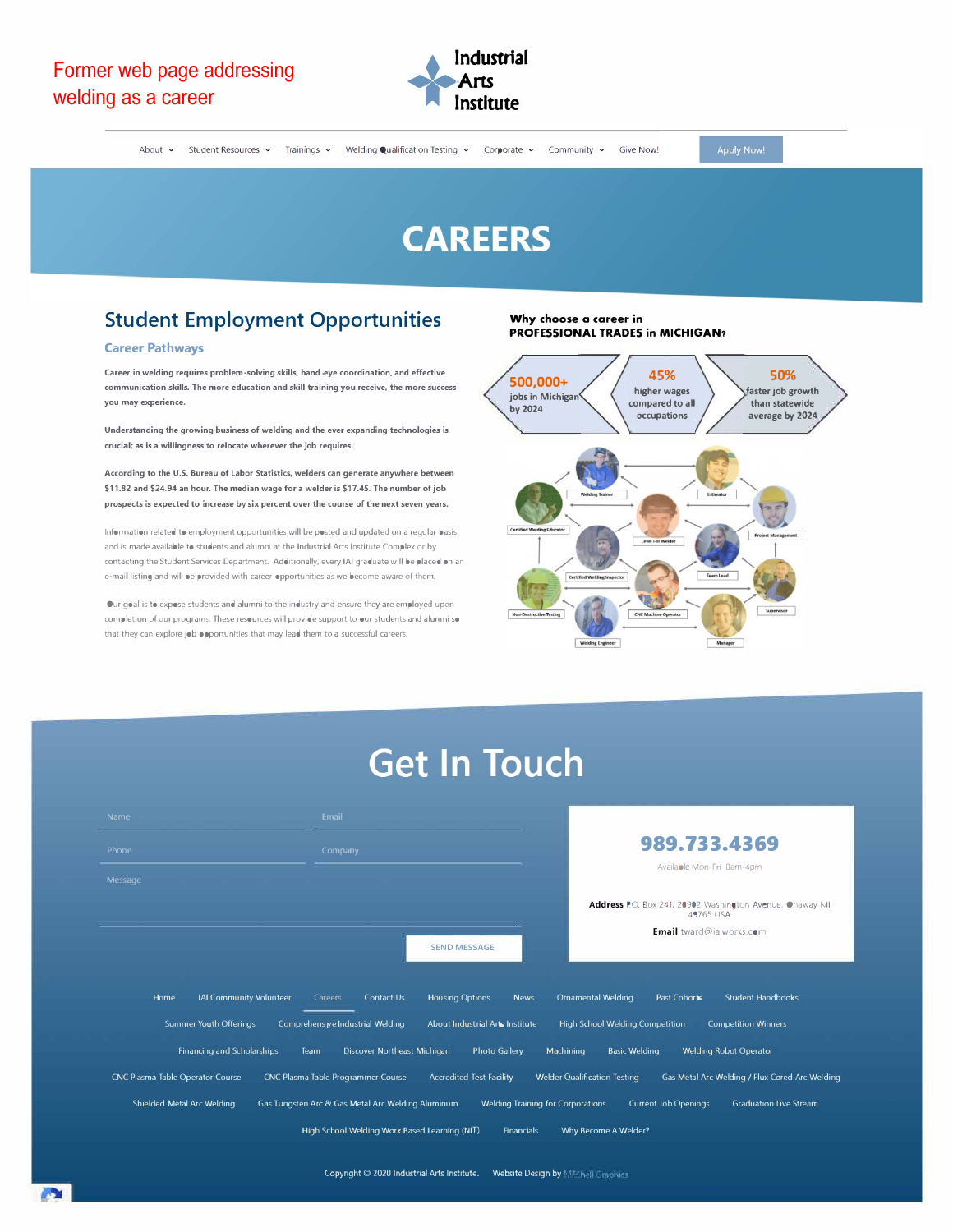Former web page addressing welding as a career

Industrial Arts Institute

About | Student Resources | Trainings | Welding Qualification Testing | Corporate | Community | Give Now! | Apply Now!

# CAREERS

## Student Employment Opportunities

### Career Pathways

**Career in welding requires problem-solving skills, hand-eye coordination, and effective communication skills. The more education and skill training you receive, the more success you may experience.**

**Understanding the growing business of welding and the ever expanding technologies is crucial; as is a willingness to relocate wherever the job requires.**

**According to the U.S. Bureau of Labor Statistics, welders can generate anywhere between $11.82 and $24.94 an hour. The median wage for a welder is $17.45. The number of job prospects is expected to increase by six percent over the course of the next seven years.**

Information related to employment opportunities will be posted and updated on a regular basis and is made available to students and alumni at the Industrial Arts Institute Complex or by contacting the Student Services Department. Additionally, every IAI graduate will be placed on an e-mail listing and will be provided with career opportunities as we become aware of them.

Our goal is to expose students and alumni to the industry and ensure they are employed upon completion of our programs. These resources will provide support to our students and alumni so that they can explore job opportunities that may lead them to a successful careers.

**Why choose a career in PROFESSIONAL TRADES in MICHIGAN?**

- **500,000+** jobs in Michigan by 2024
- **45%** higher wages compared to all occupations
- **50%** faster job growth than statewide average by 2024

Welding Trainer | Estimator | Certified Welding Educator | Level I-III Welder | Project Management | Certified Welding Inspector | Team Lead | Non-Destructive Testing | CNC Machine Operator | Supervisor | Welding Engineer | Manager

## Get In Touch

Name | Email | Phone | Company | Message

SEND MESSAGE

**989.733.4369**

Available Mon-Fri 8am-4pm

**Address** P.O. Box 241, 20902 Washington Avenue, Onaway MI 49765 USA

**Email** tward@iaiworks.com

Home | IAI Community Volunteer | Careers | Contact Us | Housing Options | News | Ornamental Welding | Past Cohorts | Student Handbooks | Summer Youth Offerings | Comprehensive Industrial Welding | About Industrial Arts Institute | High School Welding Competition | Competition Winners | Financing and Scholarships | Team | Discover Northeast Michigan | Photo Gallery | Machining | Basic Welding | Welding Robot Operator | CNC Plasma Table Operator Course | CNC Plasma Table Programmer Course | Accredited Test Facility | Welder Qualification Testing | Gas Metal Arc Welding / Flux Cored Arc Welding | Shielded Metal Arc Welding | Gas Tungsten Arc & Gas Metal Arc Welding Aluminum | Welding Training for Corporations | Current Job Openings | Graduation Live Stream | High School Welding Work Based Learning (NIT) | Financials | Why Become A Welder?

Copyright © 2020 Industrial Arts Institute. Website Design by Mitchell Graphics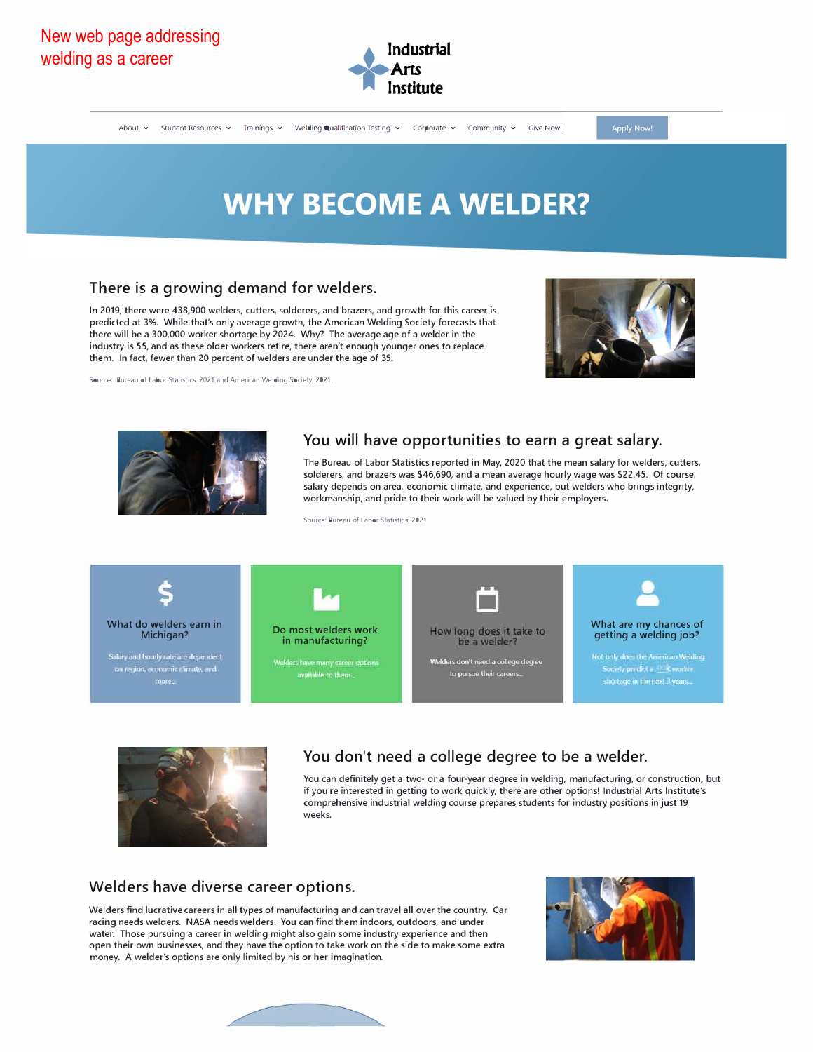New web page addressing welding as a career

Industrial Arts Institute

About · Student Resources · Trainings · Welding Qualification Testing · Corporate · Community · Give Now! · Apply Now!

# WHY BECOME A WELDER?

## There is a growing demand for welders.

In 2019, there were 438,900 welders, cutters, solderers, and brazers, and growth for this career is predicted at 3%. While that's only average growth, the American Welding Society forecasts that there will be a 300,000 worker shortage by 2024. Why? The average age of a welder in the industry is 55, and as these older workers retire, there aren't enough younger ones to replace them. In fact, fewer than 20 percent of welders are under the age of 35.

Source: Bureau of Labor Statistics, 2021 and American Welding Society, 2021.

## You will have opportunities to earn a great salary.

The Bureau of Labor Statistics reported in May, 2020 that the mean salary for welders, cutters, solderers, and brazers was $46,690, and a mean average hourly wage was $22.45. Of course, salary depends on area, economic climate, and experience, but welders who brings integrity, workmanship, and pride to their work will be valued by their employers.

Source: Bureau of Labor Statistics, 2021

**What do welders earn in Michigan?**
Salary and hourly rate are dependent on region, economic climate, and more...

**Do most welders work in manufacturing?**
Welders have many career options available to them...

**How long does it take to be a welder?**
Welders don't need a college degree to pursue their careers...

**What are my chances of getting a welding job?**
Not only does the American Welding Society predict a 300k worker shortage in the next 3 years...

## You don't need a college degree to be a welder.

You can definitely get a two- or a four-year degree in welding, manufacturing, or construction, but if you're interested in getting to work quickly, there are other options! Industrial Arts Institute's comprehensive industrial welding course prepares students for industry positions in just 19 weeks.

## Welders have diverse career options.

Welders find lucrative careers in all types of manufacturing and can travel all over the country. Car racing needs welders. NASA needs welders. You can find them indoors, outdoors, and under water. Those pursuing a career in welding might also gain some industry experience and then open their own businesses, and they have the option to take work on the side to make some extra money. A welder's options are only limited by his or her imagination.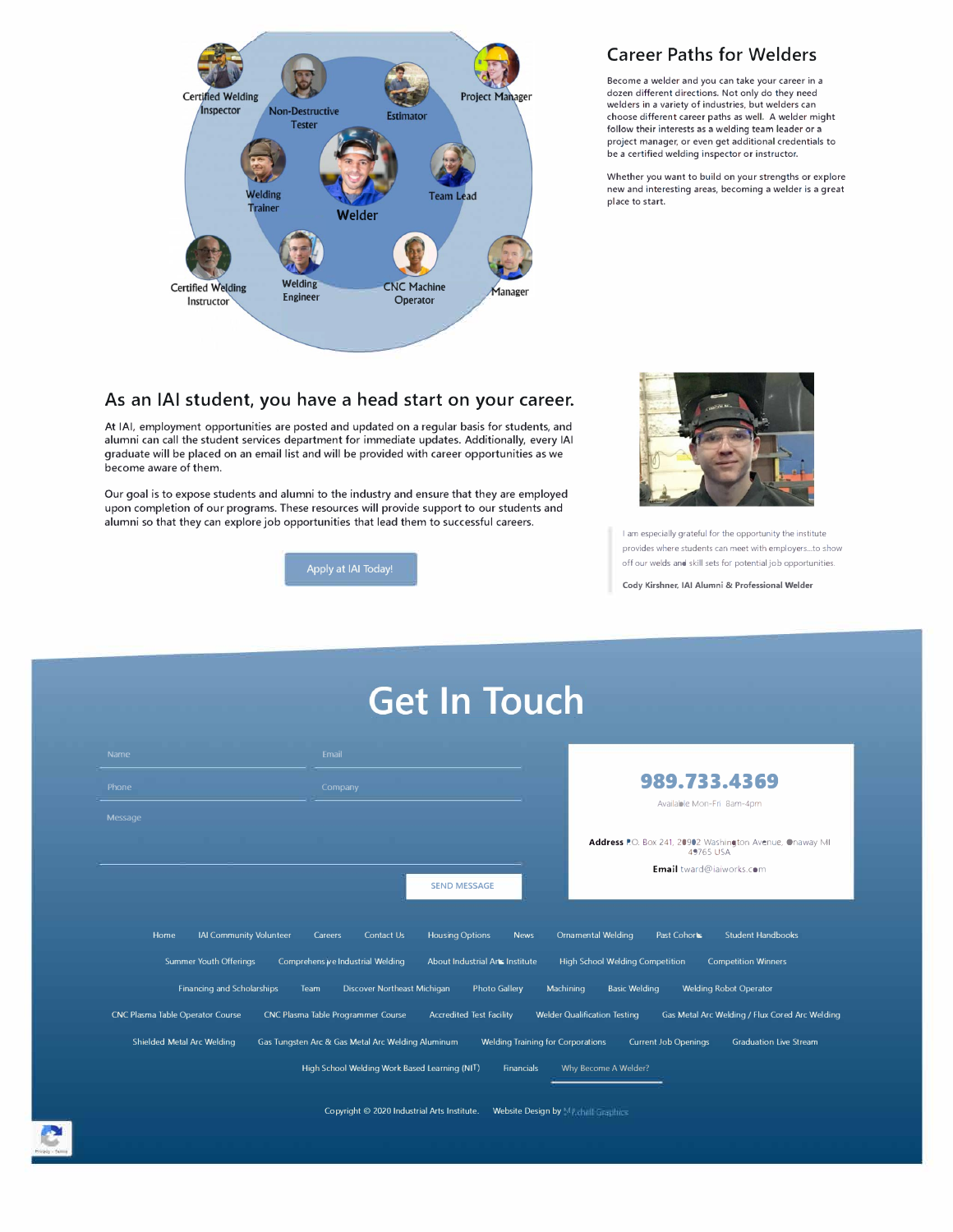Certified Welding Inspector

Non-Destructive Tester

Estimator

Project Manager

Welding Trainer

Welder

Team Lead

Certified Welding Instructor

Welding Engineer

CNC Machine Operator

Manager

## Career Paths for Welders

Become a welder and you can take your career in a dozen different directions. Not only do they need welders in a variety of industries, but welders can choose different career paths as well. A welder might follow their interests as a welding team leader or a project manager, or even get additional credentials to be a certified welding inspector or instructor.

Whether you want to build on your strengths or explore new and interesting areas, becoming a welder is a great place to start.

## As an IAI student, you have a head start on your career.

At IAI, employment opportunities are posted and updated on a regular basis for students, and alumni can call the student services department for immediate updates. Additionally, every IAI graduate will be placed on an email list and will be provided with career opportunities as we become aware of them.

Our goal is to expose students and alumni to the industry and ensure that they are employed upon completion of our programs. These resources will provide support to our students and alumni so that they can explore job opportunities that lead them to successful careers.

Apply at IAI Today!

> I am especially grateful for the opportunity the institute provides where students can meet with employers...to show off our welds and skill sets for potential job opportunities.
>
> **Cody Kirshner, IAI Alumni & Professional Welder**

# Get In Touch

Name

Email

Phone

Company

Message

SEND MESSAGE

**989.733.4369**

Available Mon-Fri 8am-4pm

**Address** P.O. Box 241, 20902 Washington Avenue, Onaway MI 49765 USA

**Email** tward@iaiworks.com

Home | IAI Community Volunteer | Careers | Contact Us | Housing Options | News | Ornamental Welding | Past Cohorts | Student Handbooks

Summer Youth Offerings | Comprehensive Industrial Welding | About Industrial Arts Institute | High School Welding Competition | Competition Winners

Financing and Scholarships | Team | Discover Northeast Michigan | Photo Gallery | Machining | Basic Welding | Welding Robot Operator

CNC Plasma Table Operator Course | CNC Plasma Table Programmer Course | Accredited Test Facility | Welder Qualification Testing | Gas Metal Arc Welding / Flux Cored Arc Welding

Shielded Metal Arc Welding | Gas Tungsten Arc & Gas Metal Arc Welding Aluminum | Welding Training for Corporations | Current Job Openings | Graduation Live Stream

High School Welding Work Based Learning (NIT) | Financials | Why Become A Welder?

Copyright © 2020 Industrial Arts Institute. Website Design by Mitchell Graphics